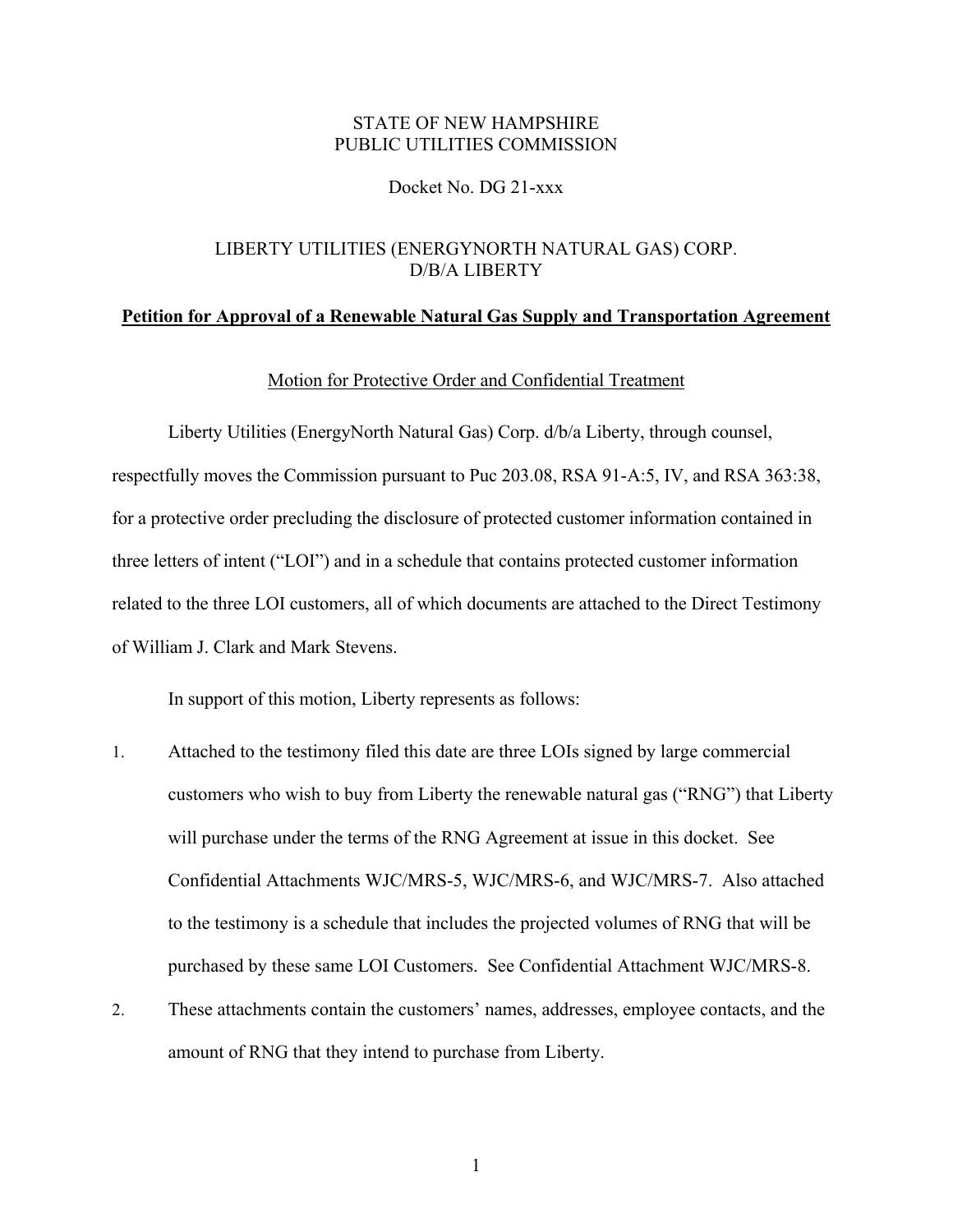STATE OF NEW HAMPSHIRE
PUBLIC UTILITIES COMMISSION

Docket No. DG 21-xxx

LIBERTY UTILITIES (ENERGYNORTH NATURAL GAS) CORP.
D/B/A LIBERTY

**Petition for Approval of a Renewable Natural Gas Supply and Transportation Agreement**

Motion for Protective Order and Confidential Treatment

Liberty Utilities (EnergyNorth Natural Gas) Corp. d/b/a Liberty, through counsel, respectfully moves the Commission pursuant to Puc 203.08, RSA 91-A:5, IV, and RSA 363:38, for a protective order precluding the disclosure of protected customer information contained in three letters of intent ("LOI") and in a schedule that contains protected customer information related to the three LOI customers, all of which documents are attached to the Direct Testimony of William J. Clark and Mark Stevens.

In support of this motion, Liberty represents as follows:

1. Attached to the testimony filed this date are three LOIs signed by large commercial customers who wish to buy from Liberty the renewable natural gas ("RNG") that Liberty will purchase under the terms of the RNG Agreement at issue in this docket. See Confidential Attachments WJC/MRS-5, WJC/MRS-6, and WJC/MRS-7. Also attached to the testimony is a schedule that includes the projected volumes of RNG that will be purchased by these same LOI Customers. See Confidential Attachment WJC/MRS-8.
2. These attachments contain the customers' names, addresses, employee contacts, and the amount of RNG that they intend to purchase from Liberty.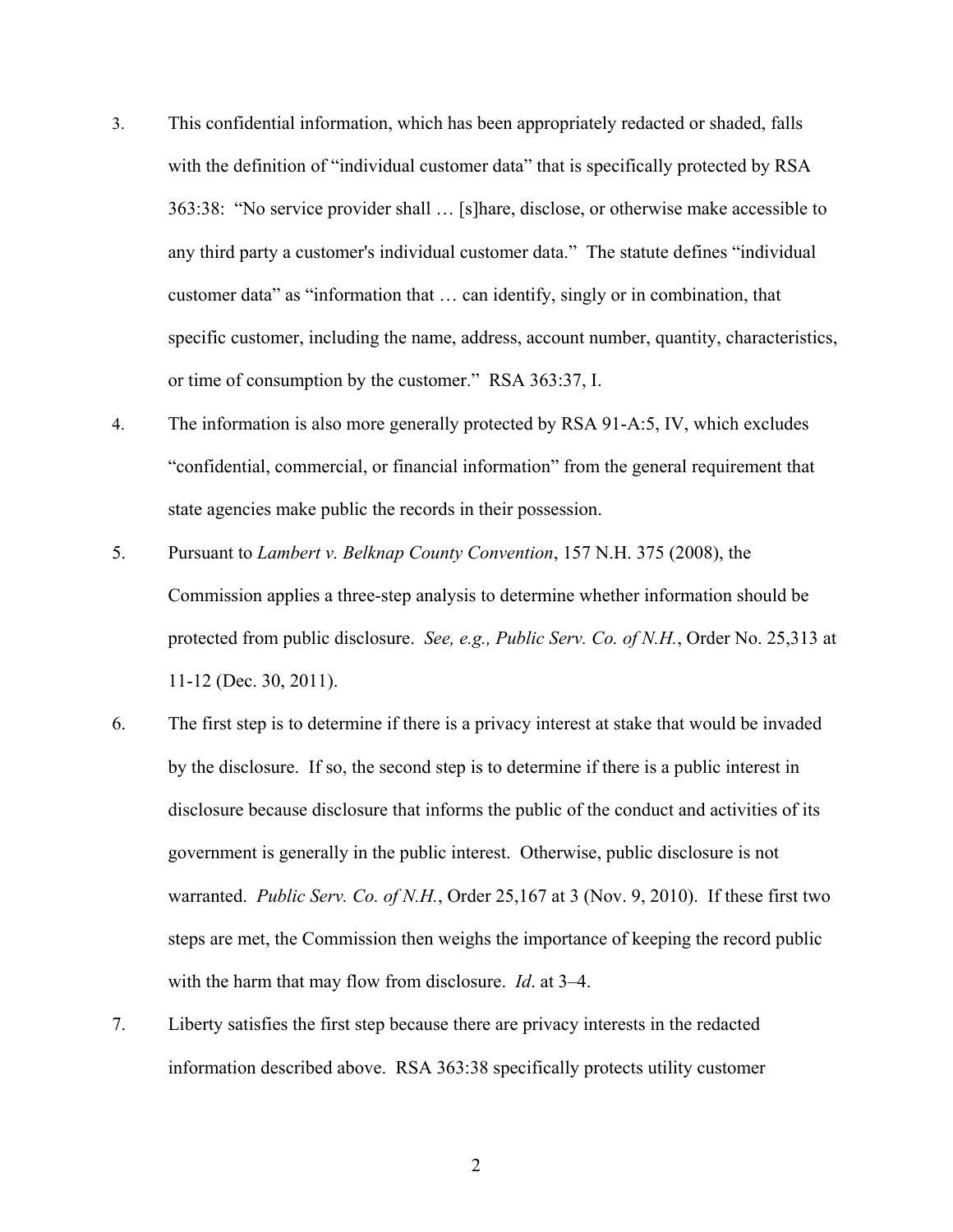3. This confidential information, which has been appropriately redacted or shaded, falls with the definition of "individual customer data" that is specifically protected by RSA 363:38: "No service provider shall … [s]hare, disclose, or otherwise make accessible to any third party a customer's individual customer data." The statute defines "individual customer data" as "information that … can identify, singly or in combination, that specific customer, including the name, address, account number, quantity, characteristics, or time of consumption by the customer." RSA 363:37, I.

4. The information is also more generally protected by RSA 91-A:5, IV, which excludes "confidential, commercial, or financial information" from the general requirement that state agencies make public the records in their possession.

5. Pursuant to *Lambert v. Belknap County Convention*, 157 N.H. 375 (2008), the Commission applies a three-step analysis to determine whether information should be protected from public disclosure. *See, e.g., Public Serv. Co. of N.H.*, Order No. 25,313 at 11-12 (Dec. 30, 2011).

6. The first step is to determine if there is a privacy interest at stake that would be invaded by the disclosure. If so, the second step is to determine if there is a public interest in disclosure because disclosure that informs the public of the conduct and activities of its government is generally in the public interest. Otherwise, public disclosure is not warranted. *Public Serv. Co. of N.H.*, Order 25,167 at 3 (Nov. 9, 2010). If these first two steps are met, the Commission then weighs the importance of keeping the record public with the harm that may flow from disclosure. *Id*. at 3–4.

7. Liberty satisfies the first step because there are privacy interests in the redacted information described above. RSA 363:38 specifically protects utility customer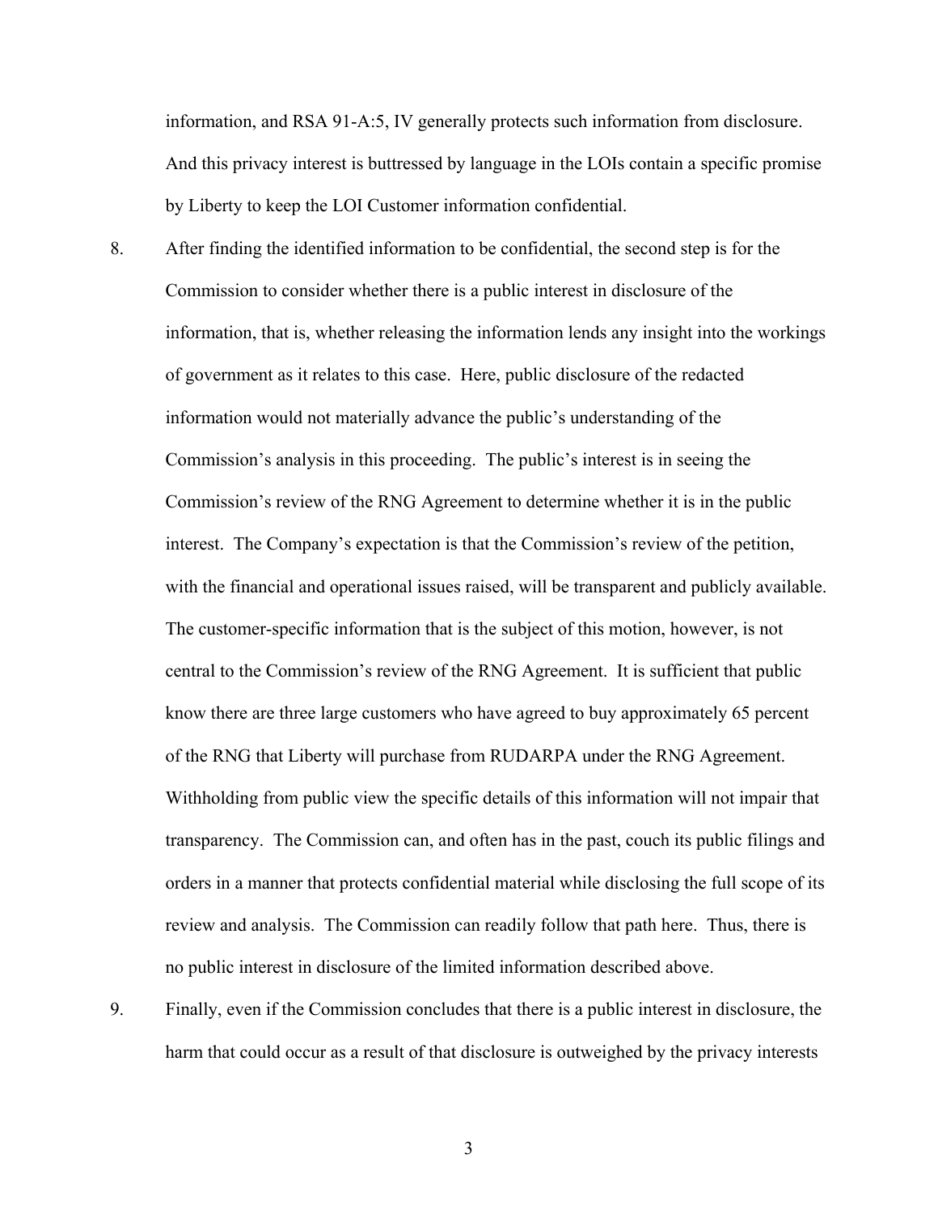information, and RSA 91-A:5, IV generally protects such information from disclosure. And this privacy interest is buttressed by language in the LOIs contain a specific promise by Liberty to keep the LOI Customer information confidential.

8. After finding the identified information to be confidential, the second step is for the Commission to consider whether there is a public interest in disclosure of the information, that is, whether releasing the information lends any insight into the workings of government as it relates to this case. Here, public disclosure of the redacted information would not materially advance the public's understanding of the Commission's analysis in this proceeding. The public's interest is in seeing the Commission's review of the RNG Agreement to determine whether it is in the public interest. The Company's expectation is that the Commission's review of the petition, with the financial and operational issues raised, will be transparent and publicly available. The customer-specific information that is the subject of this motion, however, is not central to the Commission's review of the RNG Agreement. It is sufficient that public know there are three large customers who have agreed to buy approximately 65 percent of the RNG that Liberty will purchase from RUDARPA under the RNG Agreement. Withholding from public view the specific details of this information will not impair that transparency. The Commission can, and often has in the past, couch its public filings and orders in a manner that protects confidential material while disclosing the full scope of its review and analysis. The Commission can readily follow that path here. Thus, there is no public interest in disclosure of the limited information described above.

9. Finally, even if the Commission concludes that there is a public interest in disclosure, the harm that could occur as a result of that disclosure is outweighed by the privacy interests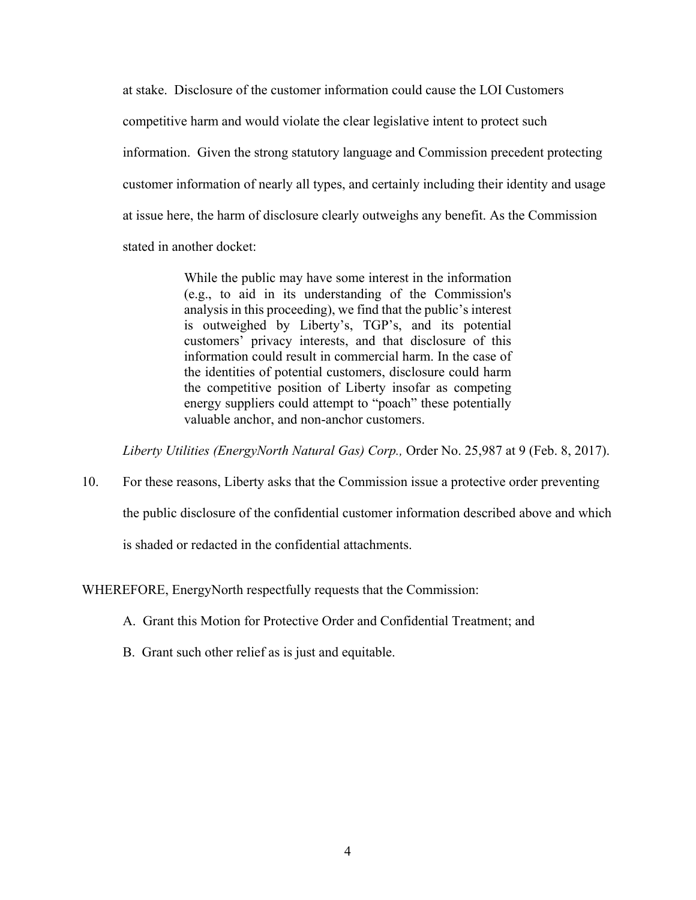at stake. Disclosure of the customer information could cause the LOI Customers competitive harm and would violate the clear legislative intent to protect such information. Given the strong statutory language and Commission precedent protecting customer information of nearly all types, and certainly including their identity and usage at issue here, the harm of disclosure clearly outweighs any benefit. As the Commission stated in another docket:

> While the public may have some interest in the information (e.g., to aid in its understanding of the Commission's analysis in this proceeding), we find that the public's interest is outweighed by Liberty's, TGP's, and its potential customers' privacy interests, and that disclosure of this information could result in commercial harm. In the case of the identities of potential customers, disclosure could harm the competitive position of Liberty insofar as competing energy suppliers could attempt to "poach" these potentially valuable anchor, and non-anchor customers.

*Liberty Utilities (EnergyNorth Natural Gas) Corp.,* Order No. 25,987 at 9 (Feb. 8, 2017).

10. For these reasons, Liberty asks that the Commission issue a protective order preventing the public disclosure of the confidential customer information described above and which is shaded or redacted in the confidential attachments.

WHEREFORE, EnergyNorth respectfully requests that the Commission:

A. Grant this Motion for Protective Order and Confidential Treatment; and

B. Grant such other relief as is just and equitable.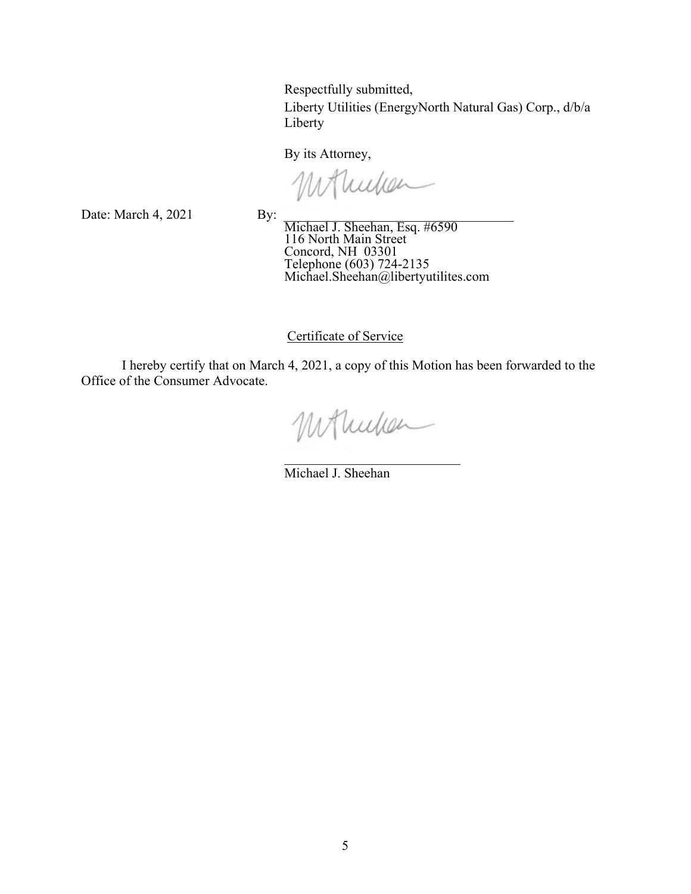Respectfully submitted,

Liberty Utilities (EnergyNorth Natural Gas) Corp., d/b/a Liberty

By its Attorney,

Date: March 4, 2021 By: ______________________________

Michael J. Sheehan, Esq. #6590
116 North Main Street
Concord, NH 03301
Telephone (603) 724-2135
Michael.Sheehan@libertyutilites.com

Certificate of Service

I hereby certify that on March 4, 2021, a copy of this Motion has been forwarded to the Office of the Consumer Advocate.

______________________________

Michael J. Sheehan